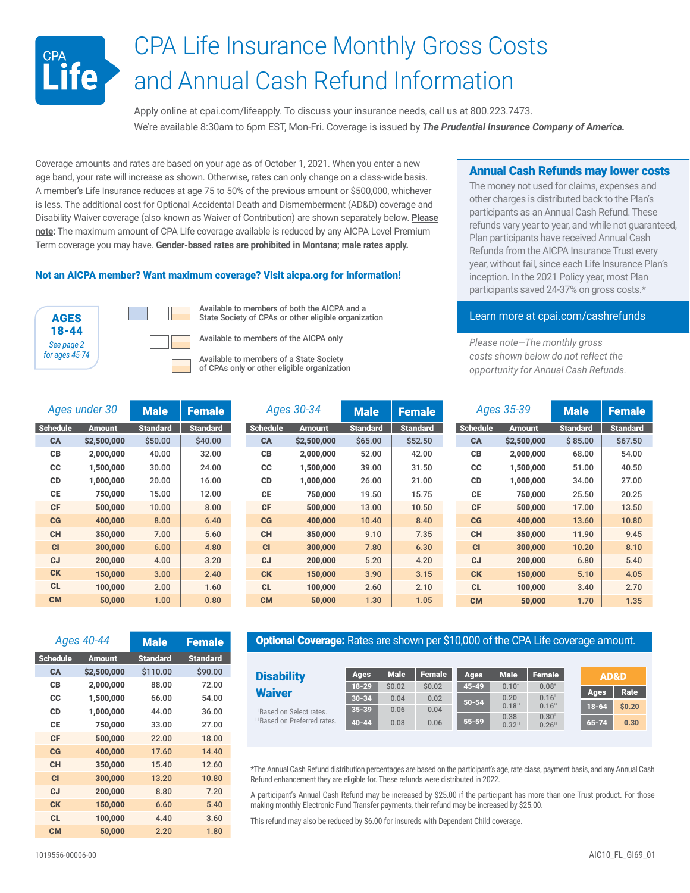# CPA Life Insurance Monthly Gross Costs and Annual Cash Refund Information

Apply online at cpai.com/lifeapply. To discuss your insurance needs, call us at 800.223.7473.
We're available 8:30am to 6pm EST, Mon-Fri. Coverage is issued by ***The Prudential Insurance Company of America.***

Coverage amounts and rates are based on your age as of October 1, 2021. When you enter a new age band, your rate will increase as shown. Otherwise, rates can only change on a class-wide basis. A member's Life Insurance reduces at age 75 to 50% of the previous amount or $500,000, whichever is less. The additional cost for Optional Accidental Death and Dismemberment (AD&D) coverage and Disability Waiver coverage (also known as Waiver of Contribution) are shown separately below. **Please note:** The maximum amount of CPA Life coverage available is reduced by any AICPA Level Premium Term coverage you may have. **Gender-based rates are prohibited in Montana; male rates apply.**

**Not an AICPA member? Want maximum coverage? Visit aicpa.org for information!**

## Annual Cash Refunds may lower costs

The money not used for claims, expenses and other charges is distributed back to the Plan's participants as an Annual Cash Refund. These refunds vary year to year, and while not guaranteed, Plan participants have received Annual Cash Refunds from the AICPA Insurance Trust every year, without fail, since each Life Insurance Plan's inception. In the 2021 Policy year, most Plan participants saved 24-37% on gross costs.*

Learn more at cpai.com/cashrefunds

*Please note—The monthly gross costs shown below do not reflect the opportunity for Annual Cash Refunds.*

**AGES 18-44**

*See page 2 for ages 45-74*

- Available to members of both the AICPA and a State Society of CPAs or other eligible organization
- Available to members of the AICPA only
- Available to members of a State Society of CPAs only or other eligible organization

### Ages under 30

| Schedule | Amount | Male Standard | Female Standard |
|---|---|---|---|
| CA | $2,500,000 | $50.00 | $40.00 |
| CB | 2,000,000 | 40.00 | 32.00 |
| CC | 1,500,000 | 30.00 | 24.00 |
| CD | 1,000,000 | 20.00 | 16.00 |
| CE | 750,000 | 15.00 | 12.00 |
| CF | 500,000 | 10.00 | 8.00 |
| CG | 400,000 | 8.00 | 6.40 |
| CH | 350,000 | 7.00 | 5.60 |
| CI | 300,000 | 6.00 | 4.80 |
| CJ | 200,000 | 4.00 | 3.20 |
| CK | 150,000 | 3.00 | 2.40 |
| CL | 100,000 | 2.00 | 1.60 |
| CM | 50,000 | 1.00 | 0.80 |

### Ages 30-34

| Schedule | Amount | Male Standard | Female Standard |
|---|---|---|---|
| CA | $2,500,000 | $65.00 | $52.50 |
| CB | 2,000,000 | 52.00 | 42.00 |
| CC | 1,500,000 | 39.00 | 31.50 |
| CD | 1,000,000 | 26.00 | 21.00 |
| CE | 750,000 | 19.50 | 15.75 |
| CF | 500,000 | 13.00 | 10.50 |
| CG | 400,000 | 10.40 | 8.40 |
| CH | 350,000 | 9.10 | 7.35 |
| CI | 300,000 | 7.80 | 6.30 |
| CJ | 200,000 | 5.20 | 4.20 |
| CK | 150,000 | 3.90 | 3.15 |
| CL | 100,000 | 2.60 | 2.10 |
| CM | 50,000 | 1.30 | 1.05 |

### Ages 35-39

| Schedule | Amount | Male Standard | Female Standard |
|---|---|---|---|
| CA | $2,500,000 | $ 85.00 | $67.50 |
| CB | 2,000,000 | 68.00 | 54.00 |
| CC | 1,500,000 | 51.00 | 40.50 |
| CD | 1,000,000 | 34.00 | 27.00 |
| CE | 750,000 | 25.50 | 20.25 |
| CF | 500,000 | 17.00 | 13.50 |
| CG | 400,000 | 13.60 | 10.80 |
| CH | 350,000 | 11.90 | 9.45 |
| CI | 300,000 | 10.20 | 8.10 |
| CJ | 200,000 | 6.80 | 5.40 |
| CK | 150,000 | 5.10 | 4.05 |
| CL | 100,000 | 3.40 | 2.70 |
| CM | 50,000 | 1.70 | 1.35 |

### Ages 40-44

| Schedule | Amount | Male Standard | Female Standard |
|---|---|---|---|
| CA | $2,500,000 | $110.00 | $90.00 |
| CB | 2,000,000 | 88.00 | 72.00 |
| CC | 1,500,000 | 66.00 | 54.00 |
| CD | 1,000,000 | 44.00 | 36.00 |
| CE | 750,000 | 33.00 | 27.00 |
| CF | 500,000 | 22.00 | 18.00 |
| CG | 400,000 | 17.60 | 14.40 |
| CH | 350,000 | 15.40 | 12.60 |
| CI | 300,000 | 13.20 | 10.80 |
| CJ | 200,000 | 8.80 | 7.20 |
| CK | 150,000 | 6.60 | 5.40 |
| CL | 100,000 | 4.40 | 3.60 |
| CM | 50,000 | 2.20 | 1.80 |

## Optional Coverage: Rates are shown per $10,000 of the CPA Life coverage amount.

### Disability Waiver

| Ages | Male | Female |
|---|---|---|
| 18-29 | $0.02 | $0.02 |
| 30-34 | 0.04 | 0.02 |
| 35-39 | 0.06 | 0.04 |
| 40-44 | 0.08 | 0.06 |

| Ages | Male | Female |
|---|---|---|
| 45-49 | 0.10† | 0.08† |
| 50-54 | 0.20† / 0.18†† | 0.16† / 0.16†† |
| 55-59 | 0.38† / 0.32†† | 0.30† / 0.26†† |

†Based on Select rates.
††Based on Preferred rates.

### AD&D

| Ages | Rate |
|---|---|
| 18-64 | $0.20 |
| 65-74 | 0.30 |

*The Annual Cash Refund distribution percentages are based on the participant's age, rate class, payment basis, and any Annual Cash Refund enhancement they are eligible for. These refunds were distributed in 2022.

A participant's Annual Cash Refund may be increased by $25.00 if the participant has more than one Trust product. For those making monthly Electronic Fund Transfer payments, their refund may be increased by $25.00.

This refund may also be reduced by $6.00 for insureds with Dependent Child coverage.

1019556-00006-00 AIC10_FL_GI69_01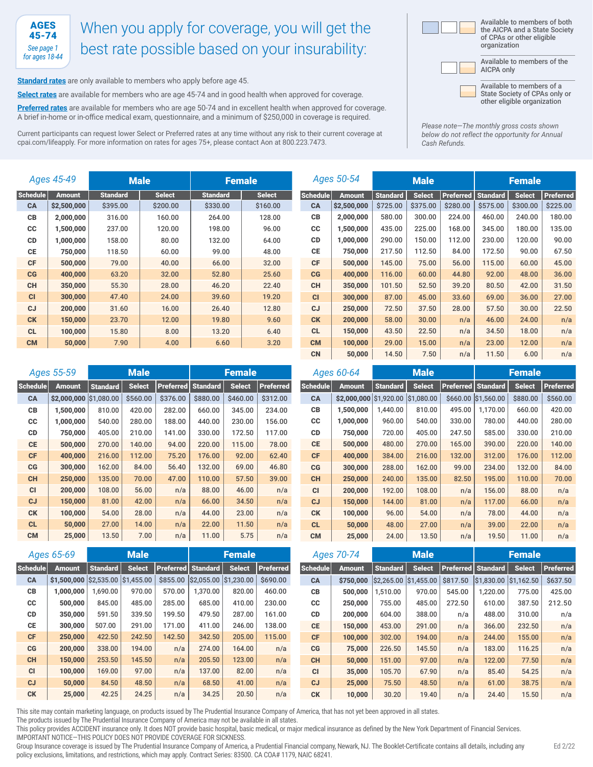**AGES 45-74**

*See page 1 for ages 18-44*

# When you apply for coverage, you will get the best rate possible based on your insurability:

**Standard rates** are only available to members who apply before age 45.

**Select rates** are available for members who are age 45-74 and in good health when approved for coverage.

**Preferred rates** are available for members who are age 50-74 and in excellent health when approved for coverage. A brief in-home or in-office medical exam, questionnaire, and a minimum of $250,000 in coverage is required.

Current participants can request lower Select or Preferred rates at any time without any risk to their current coverage at cpai.com/lifeapply. For more information on rates for ages 75+, please contact Aon at 800.223.7473.

Available to members of both the AICPA and a State Society of CPAs or other eligible organization

Available to members of the AICPA only

Available to members of a State Society of CPAs only or other eligible organization

*Please note—The monthly gross costs shown below do not reflect the opportunity for Annual Cash Refunds.*

## Ages 45-49

| | | Male | | Female | |
|---|---|---|---|---|---|
| Schedule | Amount | Standard | Select | Standard | Select |
| CA | $2,500,000 | $395.00 | $200.00 | $330.00 | $160.00 |
| CB | 2,000,000 | 316.00 | 160.00 | 264.00 | 128.00 |
| CC | 1,500,000 | 237.00 | 120.00 | 198.00 | 96.00 |
| CD | 1,000,000 | 158.00 | 80.00 | 132.00 | 64.00 |
| CE | 750,000 | 118.50 | 60.00 | 99.00 | 48.00 |
| CF | 500,000 | 79.00 | 40.00 | 66.00 | 32.00 |
| CG | 400,000 | 63.20 | 32.00 | 52.80 | 25.60 |
| CH | 350,000 | 55.30 | 28.00 | 46.20 | 22.40 |
| CI | 300,000 | 47.40 | 24.00 | 39.60 | 19.20 |
| CJ | 200,000 | 31.60 | 16.00 | 26.40 | 12.80 |
| CK | 150,000 | 23.70 | 12.00 | 19.80 | 9.60 |
| CL | 100,000 | 15.80 | 8.00 | 13.20 | 6.40 |
| CM | 50,000 | 7.90 | 4.00 | 6.60 | 3.20 |

## Ages 50-54

| | | Male | | | Female | | |
|---|---|---|---|---|---|---|---|
| Schedule | Amount | Standard | Select | Preferred | Standard | Select | Preferred |
| CA | $2,500,000 | $725.00 | $375.00 | $280.00 | $575.00 | $300.00 | $225.00 |
| CB | 2,000,000 | 580.00 | 300.00 | 224.00 | 460.00 | 240.00 | 180.00 |
| CC | 1,500,000 | 435.00 | 225.00 | 168.00 | 345.00 | 180.00 | 135.00 |
| CD | 1,000,000 | 290.00 | 150.00 | 112.00 | 230.00 | 120.00 | 90.00 |
| CE | 750,000 | 217.50 | 112.50 | 84.00 | 172.50 | 90.00 | 67.50 |
| CF | 500,000 | 145.00 | 75.00 | 56.00 | 115.00 | 60.00 | 45.00 |
| CG | 400,000 | 116.00 | 60.00 | 44.80 | 92.00 | 48.00 | 36.00 |
| CH | 350,000 | 101.50 | 52.50 | 39.20 | 80.50 | 42.00 | 31.50 |
| CI | 300,000 | 87.00 | 45.00 | 33.60 | 69.00 | 36.00 | 27.00 |
| CJ | 250,000 | 72.50 | 37.50 | 28.00 | 57.50 | 30.00 | 22.50 |
| CK | 200,000 | 58.00 | 30.00 | n/a | 46.00 | 24.00 | n/a |
| CL | 150,000 | 43.50 | 22.50 | n/a | 34.50 | 18.00 | n/a |
| CM | 100,000 | 29.00 | 15.00 | n/a | 23.00 | 12.00 | n/a |
| CN | 50,000 | 14.50 | 7.50 | n/a | 11.50 | 6.00 | n/a |

## Ages 55-59

| | | Male | | | Female | | |
|---|---|---|---|---|---|---|---|
| Schedule | Amount | Standard | Select | Preferred | Standard | Select | Preferred |
| CA | $2,000,000 | $1,080.00 | $560.00 | $376.00 | $880.00 | $460.00 | $312.00 |
| CB | 1,500,000 | 810.00 | 420.00 | 282.00 | 660.00 | 345.00 | 234.00 |
| CC | 1,000,000 | 540.00 | 280.00 | 188.00 | 440.00 | 230.00 | 156.00 |
| CD | 750,000 | 405.00 | 210.00 | 141.00 | 330.00 | 172.50 | 117.00 |
| CE | 500,000 | 270.00 | 140.00 | 94.00 | 220.00 | 115.00 | 78.00 |
| CF | 400,000 | 216.00 | 112.00 | 75.20 | 176.00 | 92.00 | 62.40 |
| CG | 300,000 | 162.00 | 84.00 | 56.40 | 132.00 | 69.00 | 46.80 |
| CH | 250,000 | 135.00 | 70.00 | 47.00 | 110.00 | 57.50 | 39.00 |
| CI | 200,000 | 108.00 | 56.00 | n/a | 88.00 | 46.00 | n/a |
| CJ | 150,000 | 81.00 | 42.00 | n/a | 66.00 | 34.50 | n/a |
| CK | 100,000 | 54.00 | 28.00 | n/a | 44.00 | 23.00 | n/a |
| CL | 50,000 | 27.00 | 14.00 | n/a | 22.00 | 11.50 | n/a |
| CM | 25,000 | 13.50 | 7.00 | n/a | 11.00 | 5.75 | n/a |

## Ages 60-64

| | | Male | | | Female | | |
|---|---|---|---|---|---|---|---|
| Schedule | Amount | Standard | Select | Preferred | Standard | Select | Preferred |
| CA | $2,000,000 | $1,920.00 | $1,080.00 | $660.00 | $1,560.00 | $880.00 | $560.00 |
| CB | 1,500,000 | 1,440.00 | 810.00 | 495.00 | 1,170.00 | 660.00 | 420.00 |
| CC | 1,000,000 | 960.00 | 540.00 | 330.00 | 780.00 | 440.00 | 280.00 |
| CD | 750,000 | 720.00 | 405.00 | 247.50 | 585.00 | 330.00 | 210.00 |
| CE | 500,000 | 480.00 | 270.00 | 165.00 | 390.00 | 220.00 | 140.00 |
| CF | 400,000 | 384.00 | 216.00 | 132.00 | 312.00 | 176.00 | 112.00 |
| CG | 300,000 | 288.00 | 162.00 | 99.00 | 234.00 | 132.00 | 84.00 |
| CH | 250,000 | 240.00 | 135.00 | 82.50 | 195.00 | 110.00 | 70.00 |
| CI | 200,000 | 192.00 | 108.00 | n/a | 156.00 | 88.00 | n/a |
| CJ | 150,000 | 144.00 | 81.00 | n/a | 117.00 | 66.00 | n/a |
| CK | 100,000 | 96.00 | 54.00 | n/a | 78.00 | 44.00 | n/a |
| CL | 50,000 | 48.00 | 27.00 | n/a | 39.00 | 22.00 | n/a |
| CM | 25,000 | 24.00 | 13.50 | n/a | 19.50 | 11.00 | n/a |

## Ages 65-69

| | | Male | | | Female | | |
|---|---|---|---|---|---|---|---|
| Schedule | Amount | Standard | Select | Preferred | Standard | Select | Preferred |
| CA | $1,500,000 | $2,535.00 | $1,455.00 | $855.00 | $2,055.00 | $1,230.00 | $690.00 |
| CB | 1,000,000 | 1,690.00 | 970.00 | 570.00 | 1,370.00 | 820.00 | 460.00 |
| CC | 500,000 | 845.00 | 485.00 | 285.00 | 685.00 | 410.00 | 230.00 |
| CD | 350,000 | 591.50 | 339.50 | 199.50 | 479.50 | 287.00 | 161.00 |
| CE | 300,000 | 507.00 | 291.00 | 171.00 | 411.00 | 246.00 | 138.00 |
| CF | 250,000 | 422.50 | 242.50 | 142.50 | 342.50 | 205.00 | 115.00 |
| CG | 200,000 | 338.00 | 194.00 | n/a | 274.00 | 164.00 | n/a |
| CH | 150,000 | 253.50 | 145.50 | n/a | 205.50 | 123.00 | n/a |
| CI | 100,000 | 169.00 | 97.00 | n/a | 137.00 | 82.00 | n/a |
| CJ | 50,000 | 84.50 | 48.50 | n/a | 68.50 | 41.00 | n/a |
| CK | 25,000 | 42.25 | 24.25 | n/a | 34.25 | 20.50 | n/a |

## Ages 70-74

| | | Male | | | Female | | |
|---|---|---|---|---|---|---|---|
| Schedule | Amount | Standard | Select | Preferred | Standard | Select | Preferred |
| CA | $750,000 | $2,265.00 | $1,455.00 | $817.50 | $1,830.00 | $1,162.50 | $637.50 |
| CB | 500,000 | 1,510.00 | 970.00 | 545.00 | 1,220.00 | 775.00 | 425.00 |
| CC | 250,000 | 755.00 | 485.00 | 272.50 | 610.00 | 387.50 | 212.50 |
| CD | 200,000 | 604.00 | 388.00 | n/a | 488.00 | 310.00 | n/a |
| CE | 150,000 | 453.00 | 291.00 | n/a | 366.00 | 232.50 | n/a |
| CF | 100,000 | 302.00 | 194.00 | n/a | 244.00 | 155.00 | n/a |
| CG | 75,000 | 226.50 | 145.50 | n/a | 183.00 | 116.25 | n/a |
| CH | 50,000 | 151.00 | 97.00 | n/a | 122.00 | 77.50 | n/a |
| CI | 35,000 | 105.70 | 67.90 | n/a | 85.40 | 54.25 | n/a |
| CJ | 25,000 | 75.50 | 48.50 | n/a | 61.00 | 38.75 | n/a |
| CK | 10,000 | 30.20 | 19.40 | n/a | 24.40 | 15.50 | n/a |

This site may contain marketing language, on products issued by The Prudential Insurance Company of America, that has not yet been approved in all states.
The products issued by The Prudential Insurance Company of America may not be available in all states.
This policy provides ACCIDENT insurance only. It does NOT provide basic hospital, basic medical, or major medical insurance as defined by the New York Department of Financial Services.
IMPORTANT NOTICE—THIS POLICY DOES NOT PROVIDE COVERAGE FOR SICKNESS.
Group Insurance coverage is issued by The Prudential Insurance Company of America, a Prudential Financial company, Newark, NJ. The Booklet-Certificate contains all details, including any policy exclusions, limitations, and restrictions, which may apply. Contract Series: 83500. CA COA# 1179, NAIC 68241.

Ed 2/22